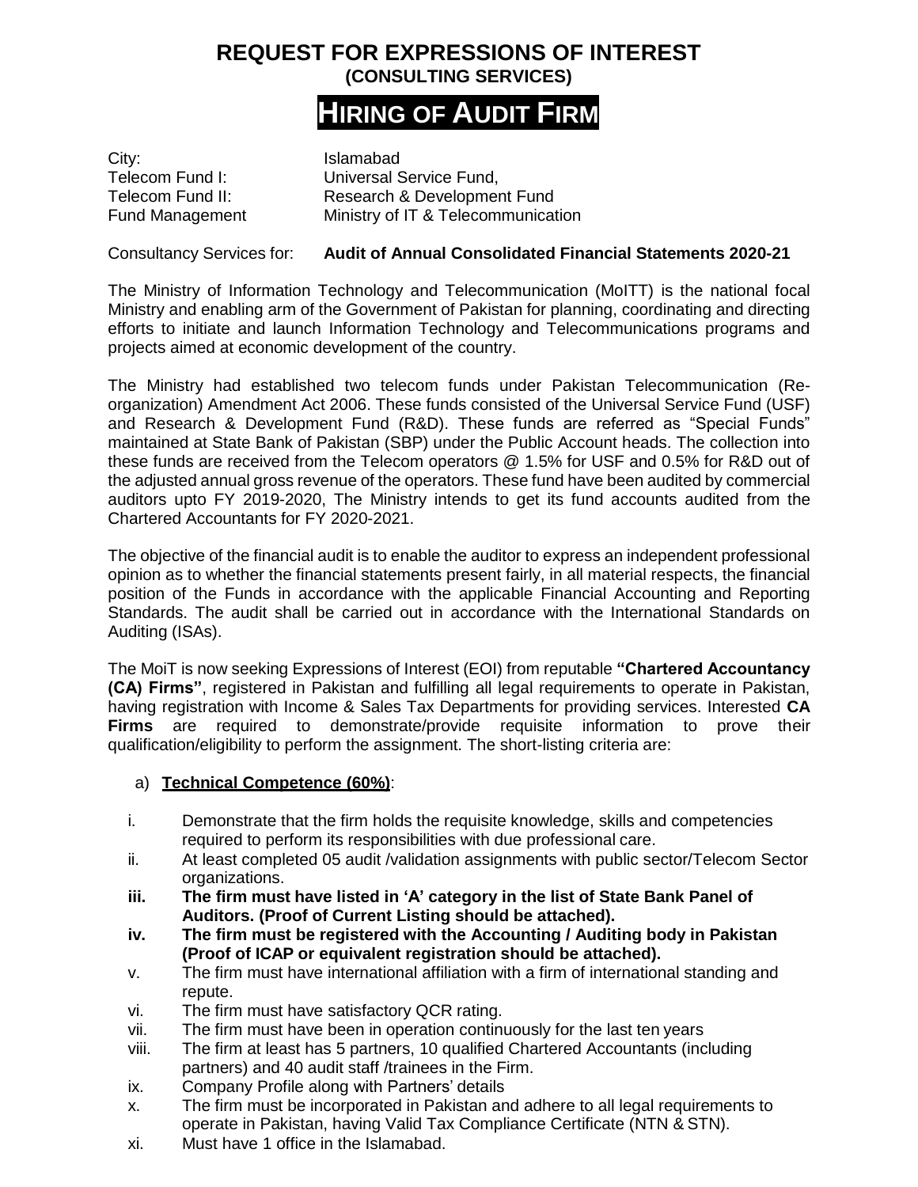# REQUEST FOR EXPRESSIONS OF INTEREST
**(CONSULTING SERVICES)**

## HIRING OF AUDIT FIRM

| | |
|---|---|
| City: | Islamabad |
| Telecom Fund I: | Universal Service Fund, |
| Telecom Fund II: | Research & Development Fund |
| Fund Management | Ministry of IT & Telecommunication |

Consultancy Services for: **Audit of Annual Consolidated Financial Statements 2020-21**

The Ministry of Information Technology and Telecommunication (MoITT) is the national focal Ministry and enabling arm of the Government of Pakistan for planning, coordinating and directing efforts to initiate and launch Information Technology and Telecommunications programs and projects aimed at economic development of the country.

The Ministry had established two telecom funds under Pakistan Telecommunication (Re-organization) Amendment Act 2006. These funds consisted of the Universal Service Fund (USF) and Research & Development Fund (R&D). These funds are referred as "Special Funds" maintained at State Bank of Pakistan (SBP) under the Public Account heads. The collection into these funds are received from the Telecom operators @ 1.5% for USF and 0.5% for R&D out of the adjusted annual gross revenue of the operators. These fund have been audited by commercial auditors upto FY 2019-2020, The Ministry intends to get its fund accounts audited from the Chartered Accountants for FY 2020-2021.

The objective of the financial audit is to enable the auditor to express an independent professional opinion as to whether the financial statements present fairly, in all material respects, the financial position of the Funds in accordance with the applicable Financial Accounting and Reporting Standards. The audit shall be carried out in accordance with the International Standards on Auditing (ISAs).

The MoiT is now seeking Expressions of Interest (EOI) from reputable **"Chartered Accountancy (CA) Firms"**, registered in Pakistan and fulfilling all legal requirements to operate in Pakistan, having registration with Income & Sales Tax Departments for providing services. Interested **CA Firms** are required to demonstrate/provide requisite information to prove their qualification/eligibility to perform the assignment. The short-listing criteria are:

a) **Technical Competence (60%)**:

i. Demonstrate that the firm holds the requisite knowledge, skills and competencies required to perform its responsibilities with due professional care.

ii. At least completed 05 audit /validation assignments with public sector/Telecom Sector organizations.

**iii. The firm must have listed in 'A' category in the list of State Bank Panel of Auditors. (Proof of Current Listing should be attached).**

**iv. The firm must be registered with the Accounting / Auditing body in Pakistan (Proof of ICAP or equivalent registration should be attached).**

v. The firm must have international affiliation with a firm of international standing and repute.

vi. The firm must have satisfactory QCR rating.

vii. The firm must have been in operation continuously for the last ten years

viii. The firm at least has 5 partners, 10 qualified Chartered Accountants (including partners) and 40 audit staff /trainees in the Firm.

ix. Company Profile along with Partners' details

x. The firm must be incorporated in Pakistan and adhere to all legal requirements to operate in Pakistan, having Valid Tax Compliance Certificate (NTN & STN).

xi. Must have 1 office in the Islamabad.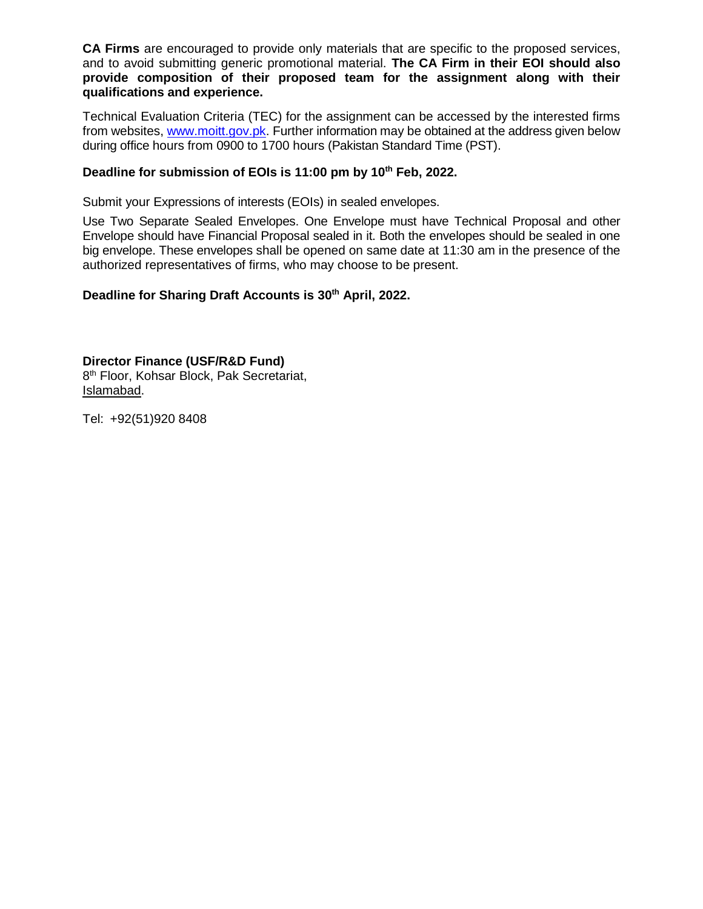**CA Firms** are encouraged to provide only materials that are specific to the proposed services, and to avoid submitting generic promotional material. **The CA Firm in their EOI should also provide composition of their proposed team for the assignment along with their qualifications and experience.**

Technical Evaluation Criteria (TEC) for the assignment can be accessed by the interested firms from websites, [www.moitt.gov.pk](http://www.moitt.gov.pk). Further information may be obtained at the address given below during office hours from 0900 to 1700 hours (Pakistan Standard Time (PST).

**Deadline for submission of EOIs is 11:00 pm by 10th Feb, 2022.**

Submit your Expressions of interests (EOIs) in sealed envelopes.

Use Two Separate Sealed Envelopes. One Envelope must have Technical Proposal and other Envelope should have Financial Proposal sealed in it. Both the envelopes should be sealed in one big envelope. These envelopes shall be opened on same date at 11:30 am in the presence of the authorized representatives of firms, who may choose to be present.

**Deadline for Sharing Draft Accounts is 30th April, 2022.**

**Director Finance (USF/R&D Fund)**
8th Floor, Kohsar Block, Pak Secretariat,
Islamabad.

Tel: +92(51)920 8408